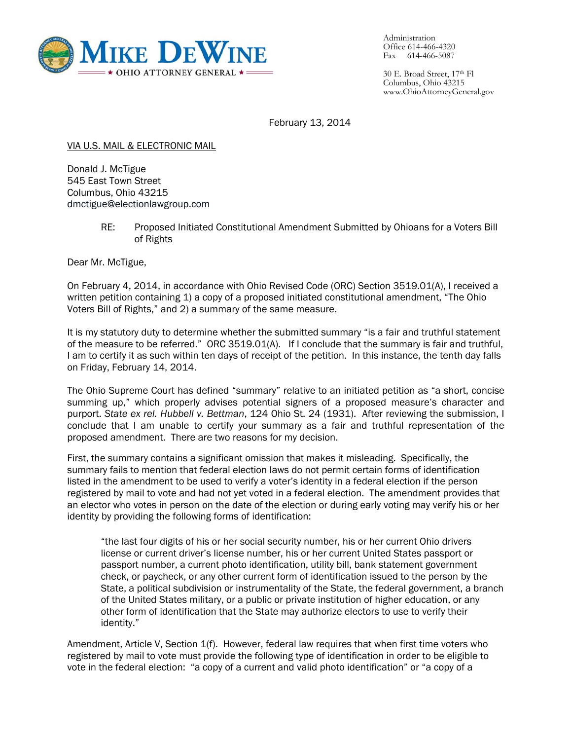**MIKE DEWINE**

★ OHIO ATTORNEY GENERAL ★

Administration
Office 614-466-4320
Fax 614-466-5087

30 E. Broad Street, 17th Fl
Columbus, Ohio 43215
www.OhioAttorneyGeneral.gov

February 13, 2014

VIA U.S. MAIL & ELECTRONIC MAIL

Donald J. McTigue
545 East Town Street
Columbus, Ohio 43215
dmctigue@electionlawgroup.com

RE: Proposed Initiated Constitutional Amendment Submitted by Ohioans for a Voters Bill of Rights

Dear Mr. McTigue,

On February 4, 2014, in accordance with Ohio Revised Code (ORC) Section 3519.01(A), I received a written petition containing 1) a copy of a proposed initiated constitutional amendment, "The Ohio Voters Bill of Rights," and 2) a summary of the same measure.

It is my statutory duty to determine whether the submitted summary "is a fair and truthful statement of the measure to be referred." ORC 3519.01(A). If I conclude that the summary is fair and truthful, I am to certify it as such within ten days of receipt of the petition. In this instance, the tenth day falls on Friday, February 14, 2014.

The Ohio Supreme Court has defined "summary" relative to an initiated petition as "a short, concise summing up," which properly advises potential signers of a proposed measure's character and purport. *State ex rel. Hubbell v. Bettman*, 124 Ohio St. 24 (1931). After reviewing the submission, I conclude that I am unable to certify your summary as a fair and truthful representation of the proposed amendment. There are two reasons for my decision.

First, the summary contains a significant omission that makes it misleading. Specifically, the summary fails to mention that federal election laws do not permit certain forms of identification listed in the amendment to be used to verify a voter's identity in a federal election if the person registered by mail to vote and had not yet voted in a federal election. The amendment provides that an elector who votes in person on the date of the election or during early voting may verify his or her identity by providing the following forms of identification:

> "the last four digits of his or her social security number, his or her current Ohio drivers license or current driver's license number, his or her current United States passport or passport number, a current photo identification, utility bill, bank statement government check, or paycheck, or any other current form of identification issued to the person by the State, a political subdivision or instrumentality of the State, the federal government, a branch of the United States military, or a public or private institution of higher education, or any other form of identification that the State may authorize electors to use to verify their identity."

Amendment, Article V, Section 1(f). However, federal law requires that when first time voters who registered by mail to vote must provide the following type of identification in order to be eligible to vote in the federal election: "a copy of a current and valid photo identification" or "a copy of a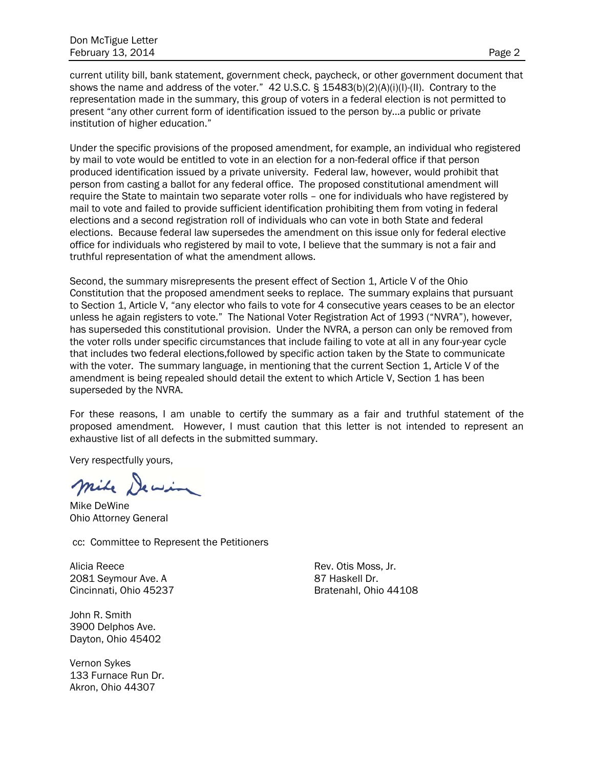current utility bill, bank statement, government check, paycheck, or other government document that shows the name and address of the voter." 42 U.S.C. § 15483(b)(2)(A)(i)(I)-(II). Contrary to the representation made in the summary, this group of voters in a federal election is not permitted to present "any other current form of identification issued to the person by…a public or private institution of higher education."

Under the specific provisions of the proposed amendment, for example, an individual who registered by mail to vote would be entitled to vote in an election for a non-federal office if that person produced identification issued by a private university. Federal law, however, would prohibit that person from casting a ballot for any federal office. The proposed constitutional amendment will require the State to maintain two separate voter rolls – one for individuals who have registered by mail to vote and failed to provide sufficient identification prohibiting them from voting in federal elections and a second registration roll of individuals who can vote in both State and federal elections. Because federal law supersedes the amendment on this issue only for federal elective office for individuals who registered by mail to vote, I believe that the summary is not a fair and truthful representation of what the amendment allows.

Second, the summary misrepresents the present effect of Section 1, Article V of the Ohio Constitution that the proposed amendment seeks to replace. The summary explains that pursuant to Section 1, Article V, "any elector who fails to vote for 4 consecutive years ceases to be an elector unless he again registers to vote." The National Voter Registration Act of 1993 ("NVRA"), however, has superseded this constitutional provision. Under the NVRA, a person can only be removed from the voter rolls under specific circumstances that include failing to vote at all in any four-year cycle that includes two federal elections,followed by specific action taken by the State to communicate with the voter. The summary language, in mentioning that the current Section 1, Article V of the amendment is being repealed should detail the extent to which Article V, Section 1 has been superseded by the NVRA.

For these reasons, I am unable to certify the summary as a fair and truthful statement of the proposed amendment. However, I must caution that this letter is not intended to represent an exhaustive list of all defects in the submitted summary.

Very respectfully yours,

Mike DeWine

Mike DeWine
Ohio Attorney General

cc: Committee to Represent the Petitioners

Alicia Reece
2081 Seymour Ave. A
Cincinnati, Ohio 45237

Rev. Otis Moss, Jr.
87 Haskell Dr.
Bratenahl, Ohio 44108

John R. Smith
3900 Delphos Ave.
Dayton, Ohio 45402

Vernon Sykes
133 Furnace Run Dr.
Akron, Ohio 44307